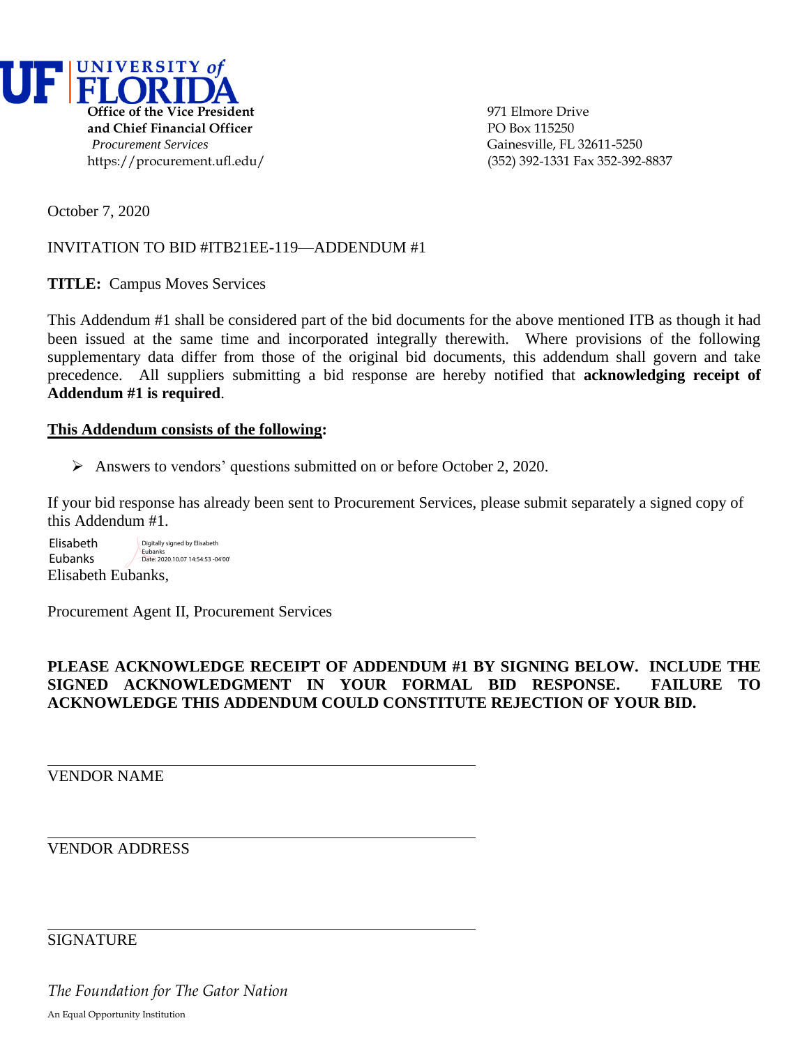**UF | UNIVERSITY of FLORIDA**

**Office of the Vice President**
**and Chief Financial Officer**
*Procurement Services*
https://procurement.ufl.edu/

971 Elmore Drive
PO Box 115250
Gainesville, FL 32611-5250
(352) 392-1331 Fax 352-392-8837

October 7, 2020

INVITATION TO BID #ITB21EE-119—ADDENDUM #1

**TITLE:** Campus Moves Services

This Addendum #1 shall be considered part of the bid documents for the above mentioned ITB as though it had been issued at the same time and incorporated integrally therewith. Where provisions of the following supplementary data differ from those of the original bid documents, this addendum shall govern and take precedence. All suppliers submitting a bid response are hereby notified that **acknowledging receipt of Addendum #1 is required**.

**<u>This Addendum consists of the following</u>:**

- Answers to vendors' questions submitted on or before October 2, 2020.

If your bid response has already been sent to Procurement Services, please submit separately a signed copy of this Addendum #1.

Elisabeth Eubanks — Digitally signed by Elisabeth Eubanks Date: 2020.10.07 14:54:53 -04'00'

Elisabeth Eubanks,

Procurement Agent II, Procurement Services

**PLEASE ACKNOWLEDGE RECEIPT OF ADDENDUM #1 BY SIGNING BELOW. INCLUDE THE SIGNED ACKNOWLEDGMENT IN YOUR FORMAL BID RESPONSE. FAILURE TO ACKNOWLEDGE THIS ADDENDUM COULD CONSTITUTE REJECTION OF YOUR BID.**

\_\_\_\_\_\_\_\_\_\_\_\_\_\_\_\_\_\_\_\_\_\_\_\_\_\_\_\_\_\_\_\_\_\_\_\_\_\_\_\_
VENDOR NAME

\_\_\_\_\_\_\_\_\_\_\_\_\_\_\_\_\_\_\_\_\_\_\_\_\_\_\_\_\_\_\_\_\_\_\_\_\_\_\_\_
VENDOR ADDRESS

\_\_\_\_\_\_\_\_\_\_\_\_\_\_\_\_\_\_\_\_\_\_\_\_\_\_\_\_\_\_\_\_\_\_\_\_\_\_\_\_
SIGNATURE

*The Foundation for The Gator Nation*

An Equal Opportunity Institution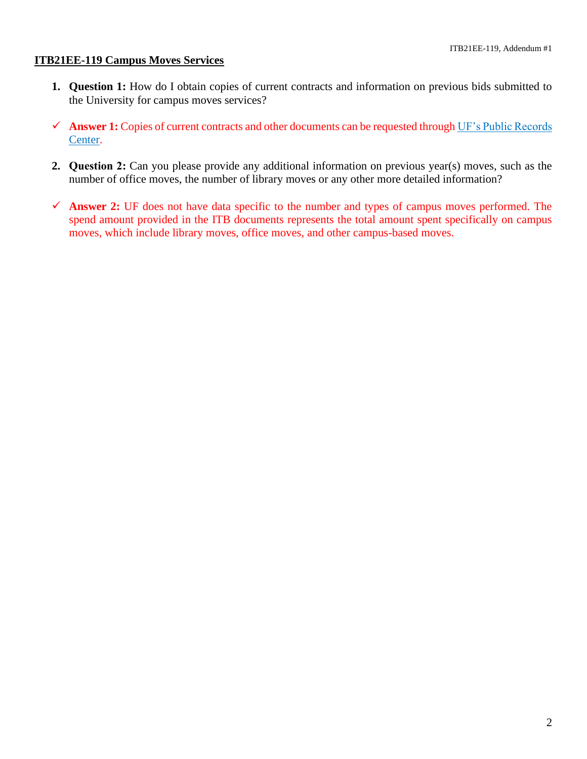**ITB21EE-119 Campus Moves Services**

1. **Question 1:** How do I obtain copies of current contracts and information on previous bids submitted to the University for campus moves services?

- ✓ **Answer 1:** Copies of current contracts and other documents can be requested through UF's Public Records Center.

2. **Question 2:** Can you please provide any additional information on previous year(s) moves, such as the number of office moves, the number of library moves or any other more detailed information?

- ✓ **Answer 2:** UF does not have data specific to the number and types of campus moves performed. The spend amount provided in the ITB documents represents the total amount spent specifically on campus moves, which include library moves, office moves, and other campus-based moves.